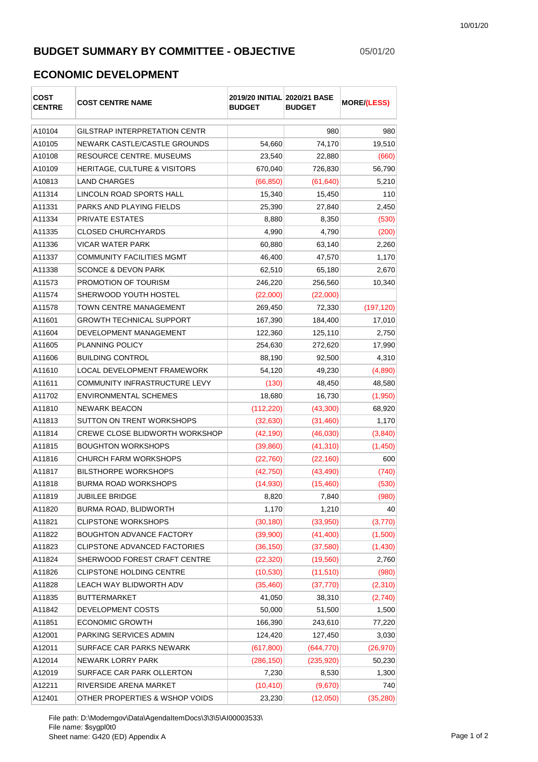10/01/20

# BUDGET SUMMARY BY COMMITTEE - OBJECTIVE

05/01/20

## ECONOMIC DEVELOPMENT

| COST CENTRE | COST CENTRE NAME | 2019/20 INITIAL BUDGET | 2020/21 BASE BUDGET | MORE/(LESS) |
|---|---|---|---|---|
| A10104 | GILSTRAP INTERPRETATION CENTR | | 980 | 980 |
| A10105 | NEWARK CASTLE/CASTLE GROUNDS | 54,660 | 74,170 | 19,510 |
| A10108 | RESOURCE CENTRE. MUSEUMS | 23,540 | 22,880 | (660) |
| A10109 | HERITAGE, CULTURE & VISITORS | 670,040 | 726,830 | 56,790 |
| A10813 | LAND CHARGES | (66,850) | (61,640) | 5,210 |
| A11314 | LINCOLN ROAD SPORTS HALL | 15,340 | 15,450 | 110 |
| A11331 | PARKS AND PLAYING FIELDS | 25,390 | 27,840 | 2,450 |
| A11334 | PRIVATE ESTATES | 8,880 | 8,350 | (530) |
| A11335 | CLOSED CHURCHYARDS | 4,990 | 4,790 | (200) |
| A11336 | VICAR WATER PARK | 60,880 | 63,140 | 2,260 |
| A11337 | COMMUNITY FACILITIES MGMT | 46,400 | 47,570 | 1,170 |
| A11338 | SCONCE & DEVON PARK | 62,510 | 65,180 | 2,670 |
| A11573 | PROMOTION OF TOURISM | 246,220 | 256,560 | 10,340 |
| A11574 | SHERWOOD YOUTH HOSTEL | (22,000) | (22,000) | |
| A11578 | TOWN CENTRE MANAGEMENT | 269,450 | 72,330 | (197,120) |
| A11601 | GROWTH TECHNICAL SUPPORT | 167,390 | 184,400 | 17,010 |
| A11604 | DEVELOPMENT MANAGEMENT | 122,360 | 125,110 | 2,750 |
| A11605 | PLANNING POLICY | 254,630 | 272,620 | 17,990 |
| A11606 | BUILDING CONTROL | 88,190 | 92,500 | 4,310 |
| A11610 | LOCAL DEVELOPMENT FRAMEWORK | 54,120 | 49,230 | (4,890) |
| A11611 | COMMUNITY INFRASTRUCTURE LEVY | (130) | 48,450 | 48,580 |
| A11702 | ENVIRONMENTAL SCHEMES | 18,680 | 16,730 | (1,950) |
| A11810 | NEWARK BEACON | (112,220) | (43,300) | 68,920 |
| A11813 | SUTTON ON TRENT WORKSHOPS | (32,630) | (31,460) | 1,170 |
| A11814 | CREWE CLOSE BLIDWORTH WORKSHOP | (42,190) | (46,030) | (3,840) |
| A11815 | BOUGHTON WORKSHOPS | (39,860) | (41,310) | (1,450) |
| A11816 | CHURCH FARM WORKSHOPS | (22,760) | (22,160) | 600 |
| A11817 | BILSTHORPE WORKSHOPS | (42,750) | (43,490) | (740) |
| A11818 | BURMA ROAD WORKSHOPS | (14,930) | (15,460) | (530) |
| A11819 | JUBILEE BRIDGE | 8,820 | 7,840 | (980) |
| A11820 | BURMA ROAD, BLIDWORTH | 1,170 | 1,210 | 40 |
| A11821 | CLIPSTONE WORKSHOPS | (30,180) | (33,950) | (3,770) |
| A11822 | BOUGHTON ADVANCE FACTORY | (39,900) | (41,400) | (1,500) |
| A11823 | CLIPSTONE ADVANCED FACTORIES | (36,150) | (37,580) | (1,430) |
| A11824 | SHERWOOD FOREST CRAFT CENTRE | (22,320) | (19,560) | 2,760 |
| A11826 | CLIPSTONE HOLDING CENTRE | (10,530) | (11,510) | (980) |
| A11828 | LEACH WAY BLIDWORTH ADV | (35,460) | (37,770) | (2,310) |
| A11835 | BUTTERMARKET | 41,050 | 38,310 | (2,740) |
| A11842 | DEVELOPMENT COSTS | 50,000 | 51,500 | 1,500 |
| A11851 | ECONOMIC GROWTH | 166,390 | 243,610 | 77,220 |
| A12001 | PARKING SERVICES ADMIN | 124,420 | 127,450 | 3,030 |
| A12011 | SURFACE CAR PARKS NEWARK | (617,800) | (644,770) | (26,970) |
| A12014 | NEWARK LORRY PARK | (286,150) | (235,920) | 50,230 |
| A12019 | SURFACE CAR PARK OLLERTON | 7,230 | 8,530 | 1,300 |
| A12211 | RIVERSIDE ARENA MARKET | (10,410) | (9,670) | 740 |
| A12401 | OTHER PROPERTIES & WSHOP VOIDS | 23,230 | (12,050) | (35,280) |

File path: D:\Moderngov\Data\AgendaItemDocs\3\3\5\AI00003533\
File name: $sygpl0t0
Sheet name: G420 (ED) Appendix A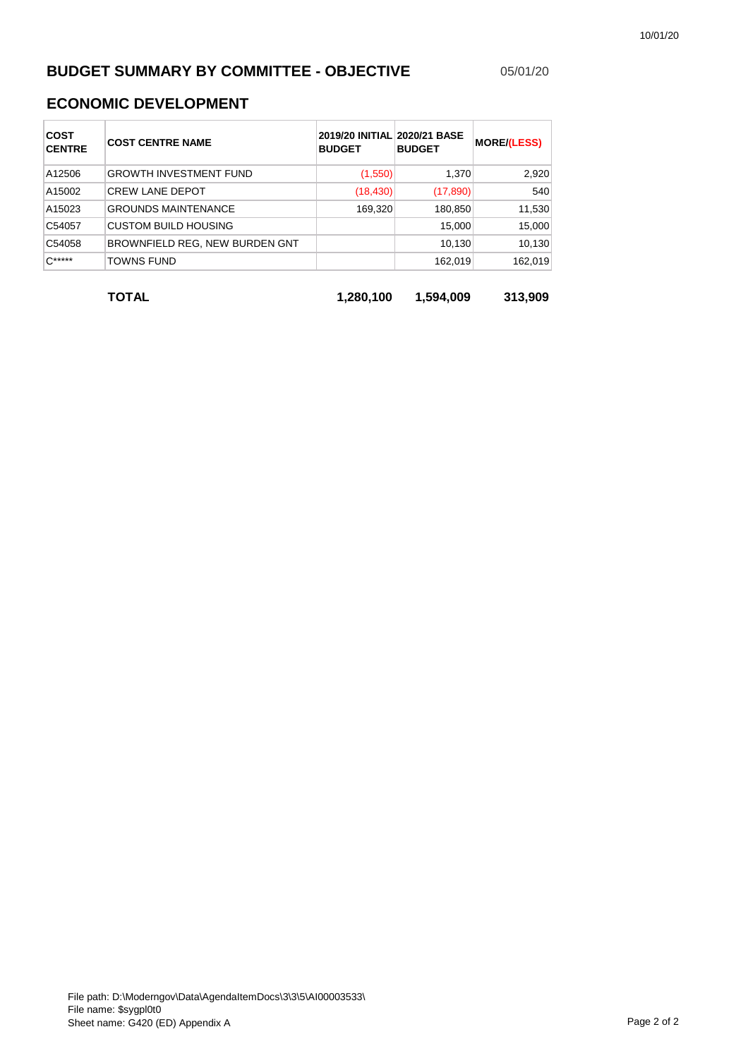# BUDGET SUMMARY BY COMMITTEE - OBJECTIVE

05/01/20

## ECONOMIC DEVELOPMENT

| COST CENTRE | COST CENTRE NAME | 2019/20 INITIAL BUDGET | 2020/21 BASE BUDGET | MORE/(LESS) |
|---|---|---|---|---|
| A12506 | GROWTH INVESTMENT FUND | (1,550) | 1,370 | 2,920 |
| A15002 | CREW LANE DEPOT | (18,430) | (17,890) | 540 |
| A15023 | GROUNDS MAINTENANCE | 169,320 | 180,850 | 11,530 |
| C54057 | CUSTOM BUILD HOUSING | | 15,000 | 15,000 |
| C54058 | BROWNFIELD REG, NEW BURDEN GNT | | 10,130 | 10,130 |
| C***** | TOWNS FUND | | 162,019 | 162,019 |
| | **TOTAL** | **1,280,100** | **1,594,009** | **313,909** |

File path: D:\Moderngov\Data\AgendaItemDocs\3\3\5\AI00003533\
File name: $sygpl0t0
Sheet name: G420 (ED) Appendix A